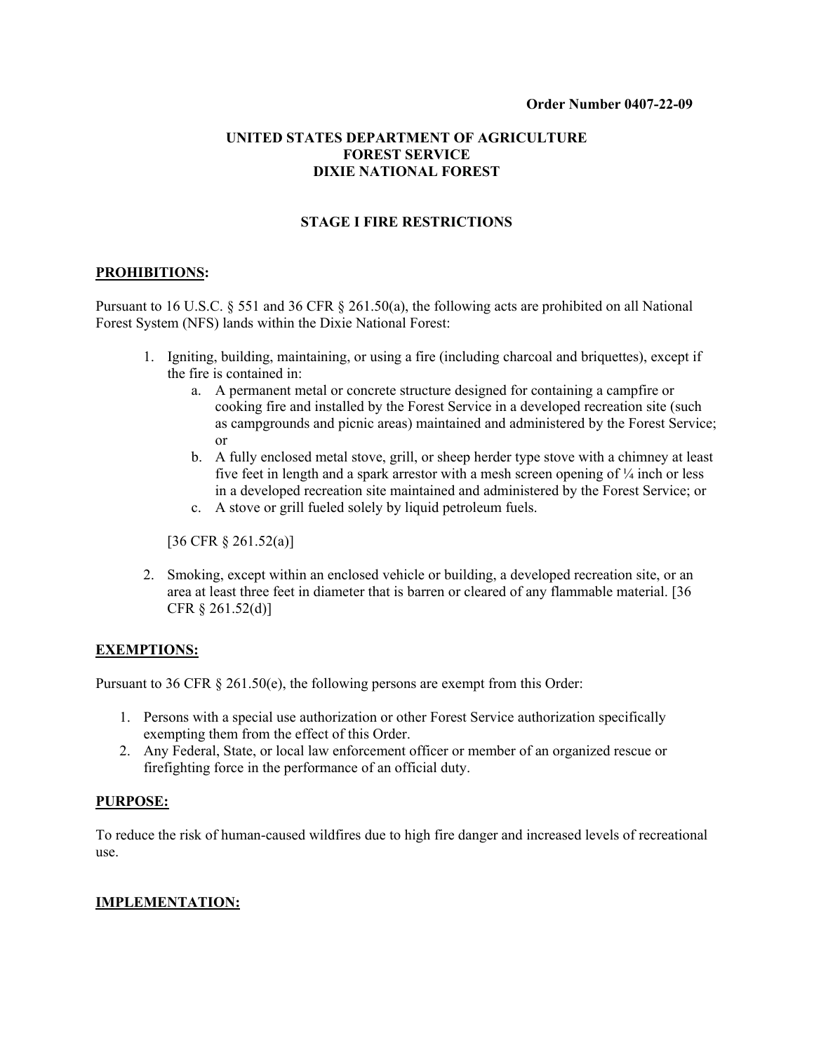**Order Number 0407-22-09**

# UNITED STATES DEPARTMENT OF AGRICULTURE
# FOREST SERVICE
# DIXIE NATIONAL FOREST

## STAGE I FIRE RESTRICTIONS

**PROHIBITIONS:**

Pursuant to 16 U.S.C. § 551 and 36 CFR § 261.50(a), the following acts are prohibited on all National Forest System (NFS) lands within the Dixie National Forest:

1. Igniting, building, maintaining, or using a fire (including charcoal and briquettes), except if the fire is contained in:
    a. A permanent metal or concrete structure designed for containing a campfire or cooking fire and installed by the Forest Service in a developed recreation site (such as campgrounds and picnic areas) maintained and administered by the Forest Service; or
    b. A fully enclosed metal stove, grill, or sheep herder type stove with a chimney at least five feet in length and a spark arrestor with a mesh screen opening of ¼ inch or less in a developed recreation site maintained and administered by the Forest Service; or
    c. A stove or grill fueled solely by liquid petroleum fuels.

    [36 CFR § 261.52(a)]

2. Smoking, except within an enclosed vehicle or building, a developed recreation site, or an area at least three feet in diameter that is barren or cleared of any flammable material. [36 CFR § 261.52(d)]

**EXEMPTIONS:**

Pursuant to 36 CFR § 261.50(e), the following persons are exempt from this Order:

1. Persons with a special use authorization or other Forest Service authorization specifically exempting them from the effect of this Order.
2. Any Federal, State, or local law enforcement officer or member of an organized rescue or firefighting force in the performance of an official duty.

**PURPOSE:**

To reduce the risk of human-caused wildfires due to high fire danger and increased levels of recreational use.

**IMPLEMENTATION:**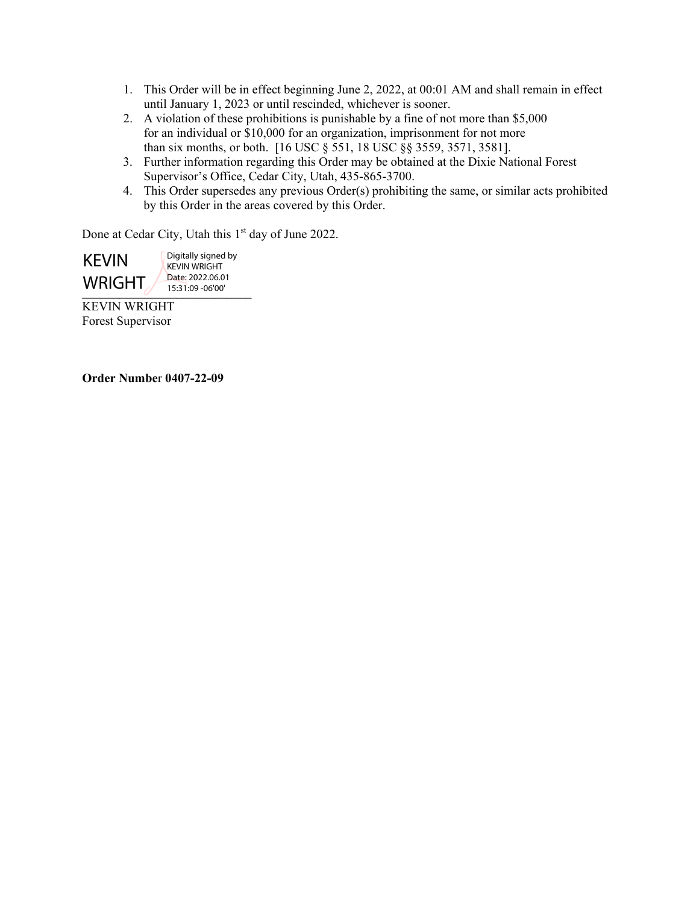1. This Order will be in effect beginning June 2, 2022, at 00:01 AM and shall remain in effect until January 1, 2023 or until rescinded, whichever is sooner.
2. A violation of these prohibitions is punishable by a fine of not more than $5,000 for an individual or $10,000 for an organization, imprisonment for not more than six months, or both. [16 USC § 551, 18 USC §§ 3559, 3571, 3581].
3. Further information regarding this Order may be obtained at the Dixie National Forest Supervisor's Office, Cedar City, Utah, 435-865-3700.
4. This Order supersedes any previous Order(s) prohibiting the same, or similar acts prohibited by this Order in the areas covered by this Order.

Done at Cedar City, Utah this 1st day of June 2022.

KEVIN WRIGHT Digitally signed by KEVIN WRIGHT Date: 2022.06.01 15:31:09 -06'00'

KEVIN WRIGHT
Forest Supervisor

**Order Number 0407-22-09**